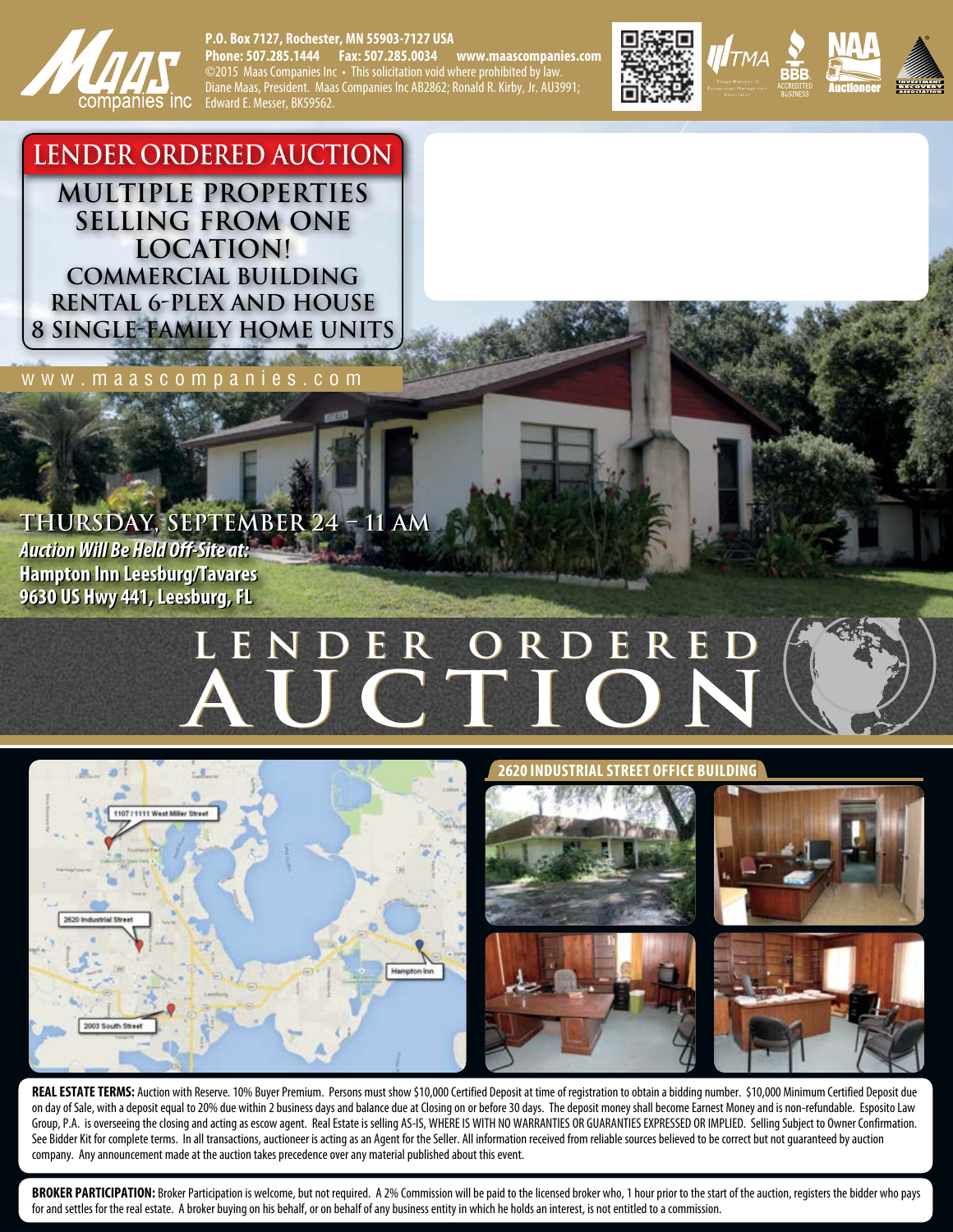P.O. Box 7127, Rochester, MN 55903-7127 USA
Phone: 507.285.1444 Fax: 507.285.0034 www.maascompanies.com
©2015 Maas Companies Inc • This solicitation void where prohibited by law.
Diane Maas, President. Maas Companies Inc AB2862; Ronald R. Kirby, Jr. AU3991; Edward E. Messer, BK59562.

# LENDER ORDERED AUCTION

## MULTIPLE PROPERTIES SELLING FROM ONE LOCATION!

### COMMERCIAL BUILDING
### RENTAL 6-PLEX AND HOUSE
### 8 SINGLE-FAMILY HOME UNITS

www.maascompanies.com

**THURSDAY, SEPTEMBER 24 – 11 AM**

***Auction Will Be Held Off-Site at:***
**Hampton Inn Leesburg/Tavares**
**9630 US Hwy 441, Leesburg, FL**

# LENDER ORDERED AUCTION

1107 / 1111 West Miller Street
2620 Industrial Street
2003 South Street
Hampton Inn

## 2620 INDUSTRIAL STREET OFFICE BUILDING

**REAL ESTATE TERMS:** Auction with Reserve. 10% Buyer Premium. Persons must show $10,000 Certified Deposit at time of registration to obtain a bidding number. $10,000 Minimum Certified Deposit due on day of Sale, with a deposit equal to 20% due within 2 business days and balance due at Closing on or before 30 days. The deposit money shall become Earnest Money and is non-refundable. Esposito Law Group, P.A. is overseeing the closing and acting as escow agent. Real Estate is selling AS-IS, WHERE IS WITH NO WARRANTIES OR GUARANTIES EXPRESSED OR IMPLIED. Selling Subject to Owner Confirmation. See Bidder Kit for complete terms. In all transactions, auctioneer is acting as an Agent for the Seller. All information received from reliable sources believed to be correct but not guaranteed by auction company. Any announcement made at the auction takes precedence over any material published about this event.

**BROKER PARTICIPATION:** Broker Participation is welcome, but not required. A 2% Commission will be paid to the licensed broker who, 1 hour prior to the start of the auction, registers the bidder who pays for and settles for the real estate. A broker buying on his behalf, or on behalf of any business entity in which he holds an interest, is not entitled to a commission.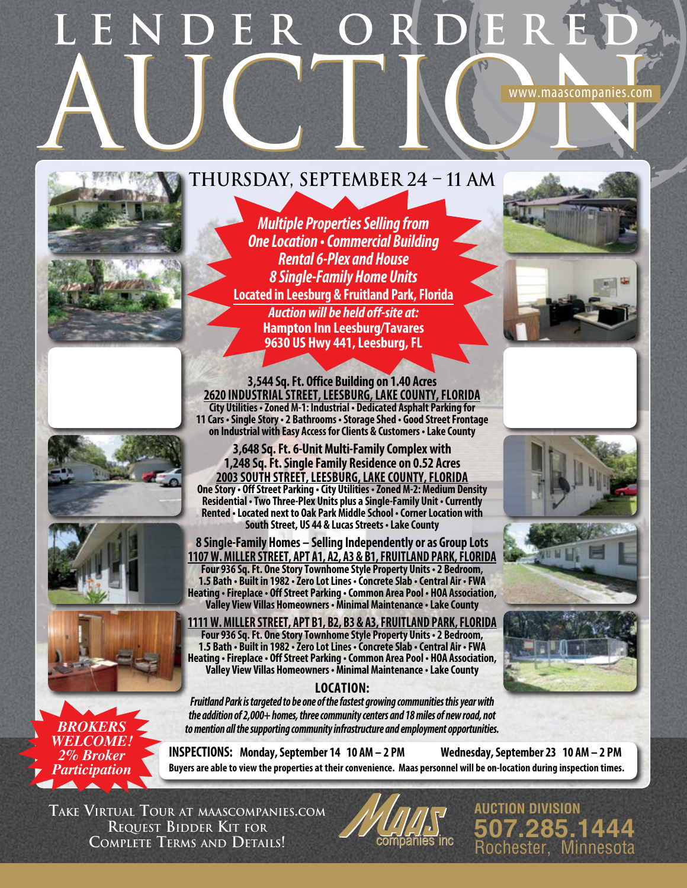# LENDER ORDERED AUCTION

www.maascompanies.com

## THURSDAY, SEPTEMBER 24 – 11 AM

***Multiple Properties Selling from One Location • Commercial Building Rental 6-Plex and House 8 Single-Family Home Units***

**Located in Leesburg & Fruitland Park, Florida**

***Auction will be held off-site at:***

**Hampton Inn Leesburg/Tavares**
**9630 US Hwy 441, Leesburg, FL**

### 3,544 Sq. Ft. Office Building on 1.40 Acres

**2620 INDUSTRIAL STREET, LEESBURG, LAKE COUNTY, FLORIDA**

City Utilities • Zoned M-1: Industrial • Dedicated Asphalt Parking for 11 Cars • Single Story • 2 Bathrooms • Storage Shed • Good Street Frontage on Industrial with Easy Access for Clients & Customers • Lake County

### 3,648 Sq. Ft. 6-Unit Multi-Family Complex with 1,248 Sq. Ft. Single Family Residence on 0.52 Acres

**2003 SOUTH STREET, LEESBURG, LAKE COUNTY, FLORIDA**

One Story • Off Street Parking • City Utilities • Zoned M-2: Medium Density Residential • Two Three-Plex Units plus a Single-Family Unit • Currently Rented • Located next to Oak Park Middle School • Corner Location with South Street, US 44 & Lucas Streets • Lake County

### 8 Single-Family Homes – Selling Independently or as Group Lots

**1107 W. MILLER STREET, APT A1, A2, A3 & B1, FRUITLAND PARK, FLORIDA**

Four 936 Sq. Ft. One Story Townhome Style Property Units • 2 Bedroom, 1.5 Bath • Built in 1982 • Zero Lot Lines • Concrete Slab • Central Air • FWA Heating • Fireplace • Off Street Parking • Common Area Pool • HOA Association, Valley View Villas Homeowners • Minimal Maintenance • Lake County

**1111 W. MILLER STREET, APT B1, B2, B3 & A3, FRUITLAND PARK, FLORIDA**

Four 936 Sq. Ft. One Story Townhome Style Property Units • 2 Bedroom, 1.5 Bath • Built in 1982 • Zero Lot Lines • Concrete Slab • Central Air • FWA Heating • Fireplace • Off Street Parking • Common Area Pool • HOA Association, Valley View Villas Homeowners • Minimal Maintenance • Lake County

### LOCATION:

*Fruitland Park is targeted to be one of the fastest growing communities this year with the addition of 2,000+ homes, three community centers and 18 miles of new road, not to mention all the supporting community infrastructure and employment opportunities.*

***BROKERS WELCOME! 2% Broker Participation***

**INSPECTIONS: Monday, September 14 10 AM – 2 PM Wednesday, September 23 10 AM – 2 PM**

**Buyers are able to view the properties at their convenience. Maas personnel will be on-location during inspection times.**

Take Virtual Tour at maascompanies.com
Request Bidder Kit for Complete Terms and Details!

Maas companies inc

**AUCTION DIVISION**
**507.285.1444**
Rochester, Minnesota